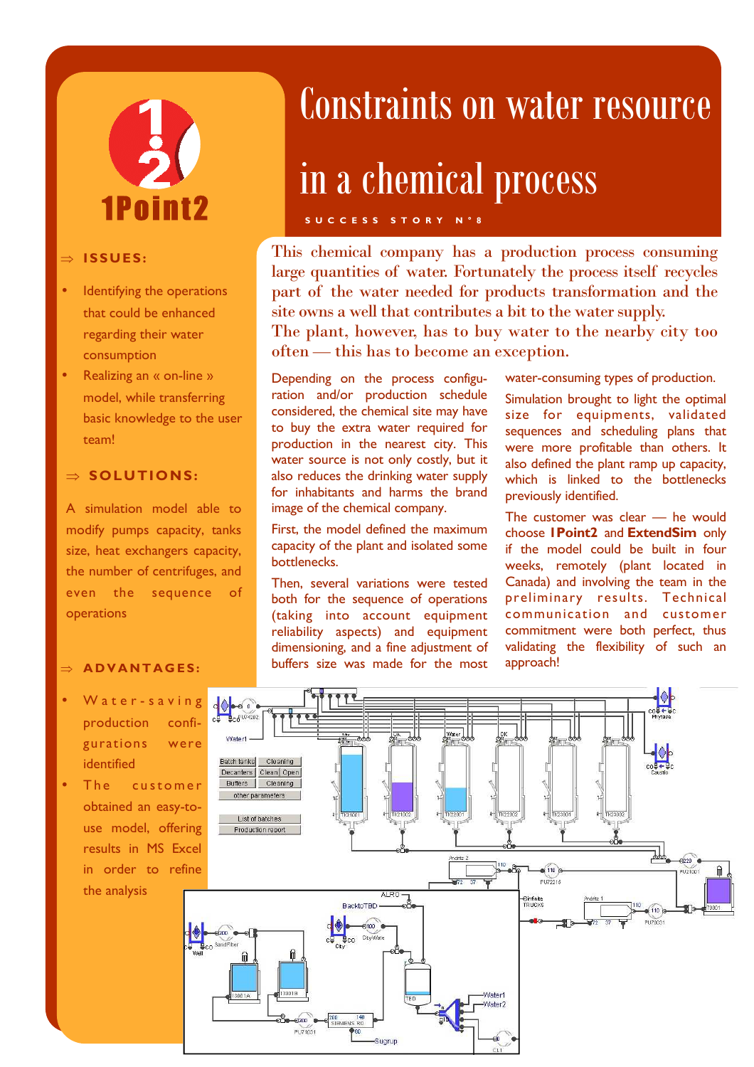1Point2

# Constraints on water resource in a chemical process

SUCCESS STORY N°8

### ⇒ ISSUES:

- Identifying the operations that could be enhanced regarding their water consumption
- Realizing an « on-line » model, while transferring basic knowledge to the user team!

### ⇒ SOLUTIONS:

A simulation model able to modify pumps capacity, tanks size, heat exchangers capacity, the number of centrifuges, and even the sequence of operations

### ⇒ ADVANTAGES:

- Water-saving production configurations were identified
- The customer obtained an easy-to-use model, offering results in MS Excel in order to refine the analysis

This chemical company has a production process consuming large quantities of water. Fortunately the process itself recycles part of the water needed for products transformation and the site owns a well that contributes a bit to the water supply.
The plant, however, has to buy water to the nearby city too often — this has to become an exception.

Depending on the process configuration and/or production schedule considered, the chemical site may have to buy the extra water required for production in the nearest city. This water source is not only costly, but it also reduces the drinking water supply for inhabitants and harms the brand image of the chemical company.

First, the model defined the maximum capacity of the plant and isolated some bottlenecks.

Then, several variations were tested both for the sequence of operations (taking into account equipment reliability aspects) and equipment dimensioning, and a fine adjustment of buffers size was made for the most water-consuming types of production.

Simulation brought to light the optimal size for equipments, validated sequences and scheduling plans that were more profitable than others. It also defined the plant ramp up capacity, which is linked to the bottlenecks previously identified.

The customer was clear — he would choose **1Point2** and **ExtendSim** only if the model could be built in four weeks, remotely (plant located in Canada) and involving the team in the preliminary results. Technical communication and customer commitment were both perfect, thus validating the flexibility of such an approach!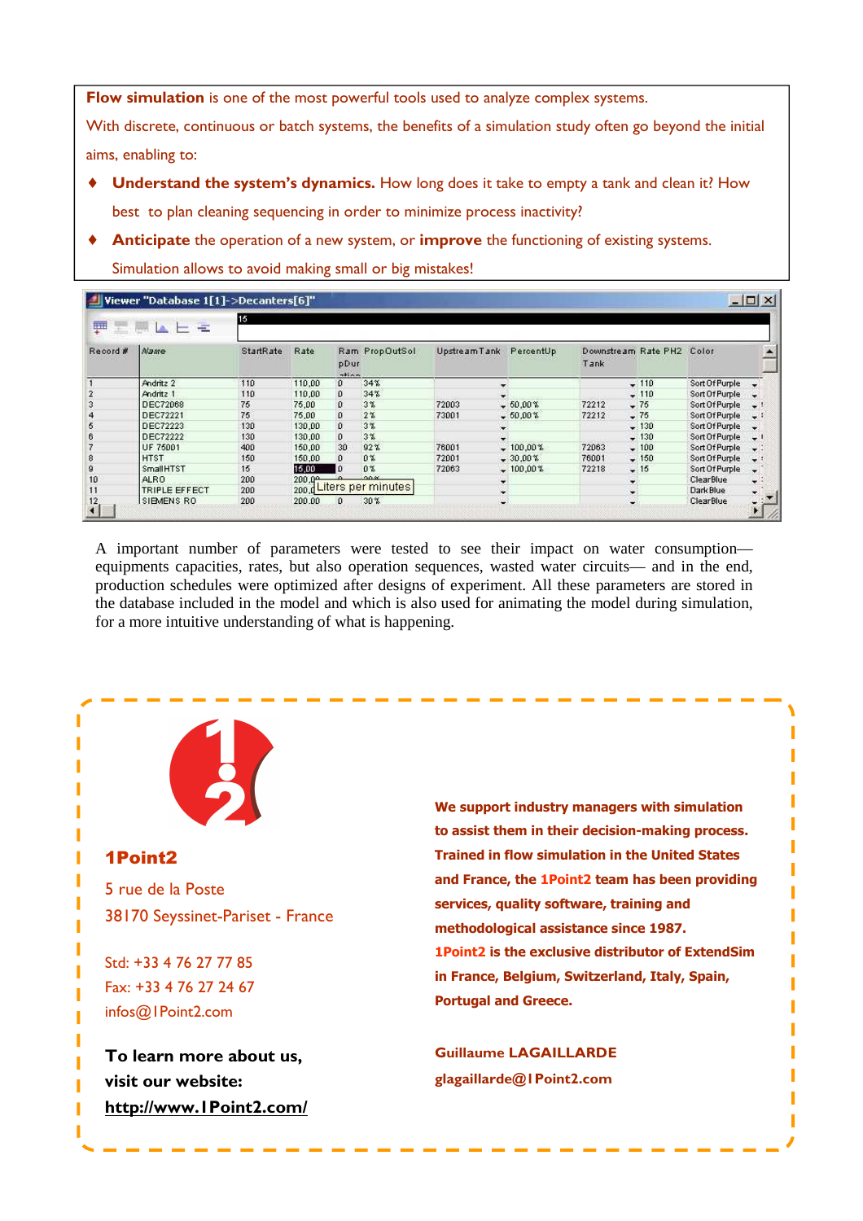**Flow simulation** is one of the most powerful tools used to analyze complex systems.

With discrete, continuous or batch systems, the benefits of a simulation study often go beyond the initial aims, enabling to:

- **Understand the system's dynamics.** How long does it take to empty a tank and clean it? How best to plan cleaning sequencing in order to minimize process inactivity?
- **Anticipate** the operation of a new system, or **improve** the functioning of existing systems. Simulation allows to avoid making small or big mistakes!

Viewer "Database 1[1]->Decanters[6]"

15

| Record # | Name | StartRate | Rate | RampDuration | PropOutSol | UpstreamTank | PercentUp | Downstream Tank | Rate PH2 | Color |
|---|---|---|---|---|---|---|---|---|---|---|
| 1 | Andritz 2 | 110 | 110,00 | 0 | 34% | | | | 110 | SortOfPurple |
| 2 | Andritz 1 | 110 | 110,00 | 0 | 34% | | | | 110 | SortOfPurple |
| 3 | DEC72068 | 75 | 75,00 | 0 | 3% | 72003 | 50,00 % | 72212 | 75 | SortOfPurple |
| 4 | DEC72221 | 75 | 75,00 | 0 | 2% | 73001 | 50,00 % | 72212 | 75 | SortOfPurple |
| 5 | DEC72223 | 130 | 130,00 | 0 | 3% | | | | 130 | SortOfPurple |
| 6 | DEC72222 | 130 | 130,00 | 0 | 3% | | | | 130 | SortOfPurple |
| 7 | UF 75001 | 400 | 150,00 | 30 | 92% | 76001 | 100,00 % | 72063 | 100 | SortOfPurple |
| 8 | HTST | 150 | 150,00 | 0 | 0% | 72001 | 30,00 % | 76001 | 150 | SortOfPurple |
| 9 | SmallHTST | 15 | 15,00 | 0 | 0% | 72063 | 100,00 % | 72218 | 15 | SortOfPurple |
| 10 | ALRO | 200 | 200,00 | | | | | | | ClearBlue |
| 11 | TRIPLE EFFECT | 200 | 200,0 | | | | | | | DarkBlue |
| 12 | SIEMENS RO | 200 | 200,00 | 0 | 30% | | | | | ClearBlue |

Liters per minutes

A important number of parameters were tested to see their impact on water consumption—equipments capacities, rates, but also operation sequences, wasted water circuits— and in the end, production schedules were optimized after designs of experiment. All these parameters are stored in the database included in the model and which is also used for animating the model during simulation, for a more intuitive understanding of what is happening.

**1Point2**

5 rue de la Poste

38170 Seyssinet-Pariset - France

Std: +33 4 76 27 77 85

Fax: +33 4 76 27 24 67

infos@1Point2.com

**To learn more about us, visit our website:**

**http://www.1Point2.com/**

**We support industry managers with simulation to assist them in their decision-making process. Trained in flow simulation in the United States and France, the 1Point2 team has been providing services, quality software, training and methodological assistance since 1987. 1Point2 is the exclusive distributor of ExtendSim in France, Belgium, Switzerland, Italy, Spain, Portugal and Greece.**

**Guillaume LAGAILLARDE**

**glagaillarde@1Point2.com**